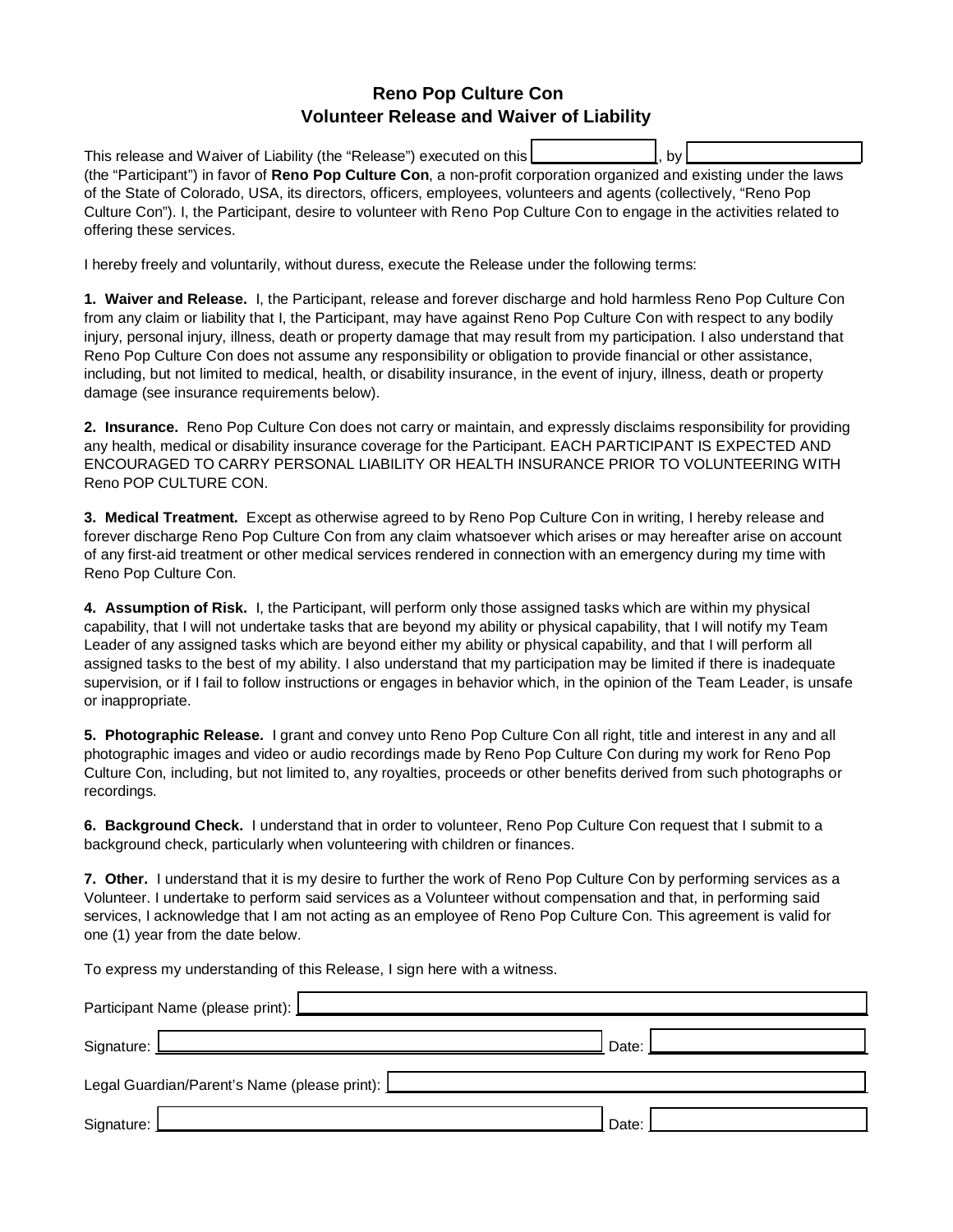# Reno Pop Culture Con
## Volunteer Release and Waiver of Liability

This release and Waiver of Liability (the "Release") executed on this \_\_\_\_\_\_\_\_\_\_, by \_\_\_\_\_\_\_\_\_\_ (the "Participant") in favor of **Reno Pop Culture Con**, a non-profit corporation organized and existing under the laws of the State of Colorado, USA, its directors, officers, employees, volunteers and agents (collectively, "Reno Pop Culture Con"). I, the Participant, desire to volunteer with Reno Pop Culture Con to engage in the activities related to offering these services.

I hereby freely and voluntarily, without duress, execute the Release under the following terms:

**1. Waiver and Release.** I, the Participant, release and forever discharge and hold harmless Reno Pop Culture Con from any claim or liability that I, the Participant, may have against Reno Pop Culture Con with respect to any bodily injury, personal injury, illness, death or property damage that may result from my participation. I also understand that Reno Pop Culture Con does not assume any responsibility or obligation to provide financial or other assistance, including, but not limited to medical, health, or disability insurance, in the event of injury, illness, death or property damage (see insurance requirements below).

**2. Insurance.** Reno Pop Culture Con does not carry or maintain, and expressly disclaims responsibility for providing any health, medical or disability insurance coverage for the Participant. EACH PARTICIPANT IS EXPECTED AND ENCOURAGED TO CARRY PERSONAL LIABILITY OR HEALTH INSURANCE PRIOR TO VOLUNTEERING WITH Reno POP CULTURE CON.

**3. Medical Treatment.** Except as otherwise agreed to by Reno Pop Culture Con in writing, I hereby release and forever discharge Reno Pop Culture Con from any claim whatsoever which arises or may hereafter arise on account of any first-aid treatment or other medical services rendered in connection with an emergency during my time with Reno Pop Culture Con.

**4. Assumption of Risk.** I, the Participant, will perform only those assigned tasks which are within my physical capability, that I will not undertake tasks that are beyond my ability or physical capability, that I will notify my Team Leader of any assigned tasks which are beyond either my ability or physical capability, and that I will perform all assigned tasks to the best of my ability. I also understand that my participation may be limited if there is inadequate supervision, or if I fail to follow instructions or engages in behavior which, in the opinion of the Team Leader, is unsafe or inappropriate.

**5. Photographic Release.** I grant and convey unto Reno Pop Culture Con all right, title and interest in any and all photographic images and video or audio recordings made by Reno Pop Culture Con during my work for Reno Pop Culture Con, including, but not limited to, any royalties, proceeds or other benefits derived from such photographs or recordings.

**6. Background Check.** I understand that in order to volunteer, Reno Pop Culture Con request that I submit to a background check, particularly when volunteering with children or finances.

**7. Other.** I understand that it is my desire to further the work of Reno Pop Culture Con by performing services as a Volunteer. I undertake to perform said services as a Volunteer without compensation and that, in performing said services, I acknowledge that I am not acting as an employee of Reno Pop Culture Con. This agreement is valid for one (1) year from the date below.

To express my understanding of this Release, I sign here with a witness.

Participant Name (please print): \_\_\_\_\_\_\_\_\_\_

Signature: \_\_\_\_\_\_\_\_\_\_ Date: \_\_\_\_\_\_\_\_\_\_

Legal Guardian/Parent's Name (please print): \_\_\_\_\_\_\_\_\_\_

Signature: \_\_\_\_\_\_\_\_\_\_ Date: \_\_\_\_\_\_\_\_\_\_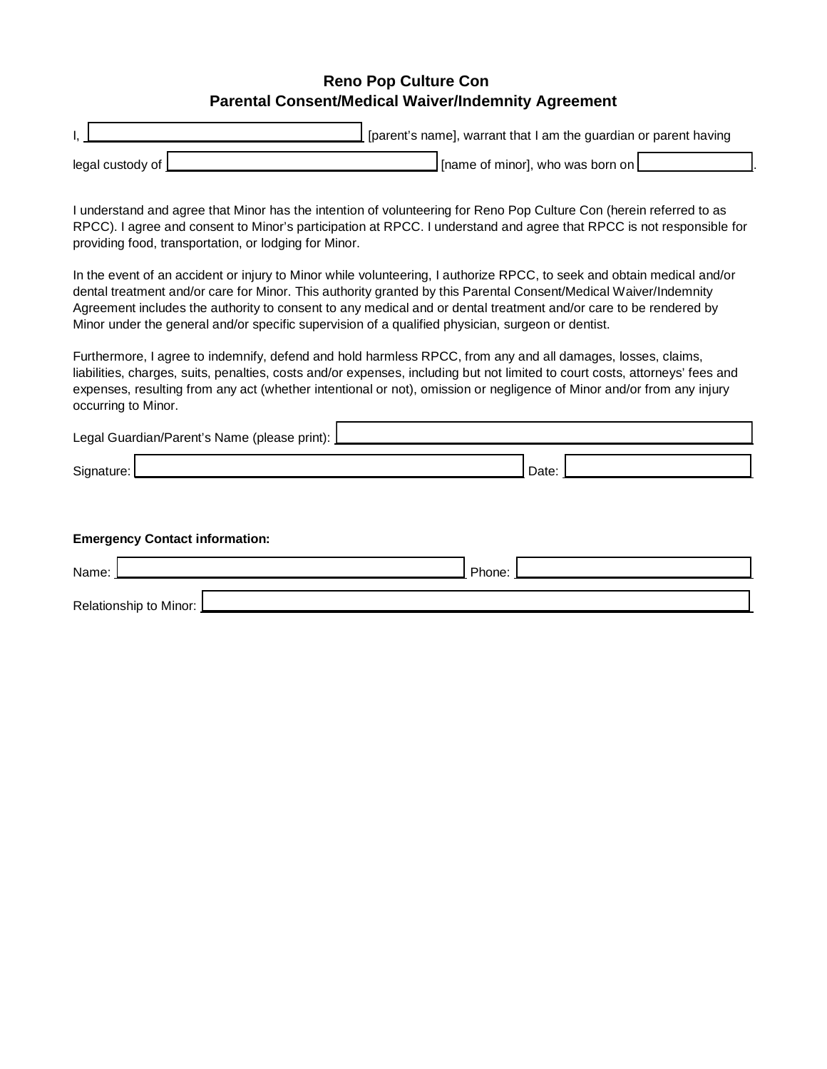# Reno Pop Culture Con
## Parental Consent/Medical Waiver/Indemnity Agreement

I, ______________________________ [parent's name], warrant that I am the guardian or parent having legal custody of ______________________________ [name of minor], who was born on ______________.

I understand and agree that Minor has the intention of volunteering for Reno Pop Culture Con (herein referred to as RPCC). I agree and consent to Minor's participation at RPCC. I understand and agree that RPCC is not responsible for providing food, transportation, or lodging for Minor.

In the event of an accident or injury to Minor while volunteering, I authorize RPCC, to seek and obtain medical and/or dental treatment and/or care for Minor. This authority granted by this Parental Consent/Medical Waiver/Indemnity Agreement includes the authority to consent to any medical and or dental treatment and/or care to be rendered by Minor under the general and/or specific supervision of a qualified physician, surgeon or dentist.

Furthermore, I agree to indemnify, defend and hold harmless RPCC, from any and all damages, losses, claims, liabilities, charges, suits, penalties, costs and/or expenses, including but not limited to court costs, attorneys' fees and expenses, resulting from any act (whether intentional or not), omission or negligence of Minor and/or from any injury occurring to Minor.

Legal Guardian/Parent's Name (please print): ______________________________

Signature: ______________________________ Date: ______________

**Emergency Contact information:**

Name: ______________________________ Phone: ______________

Relationship to Minor: ______________________________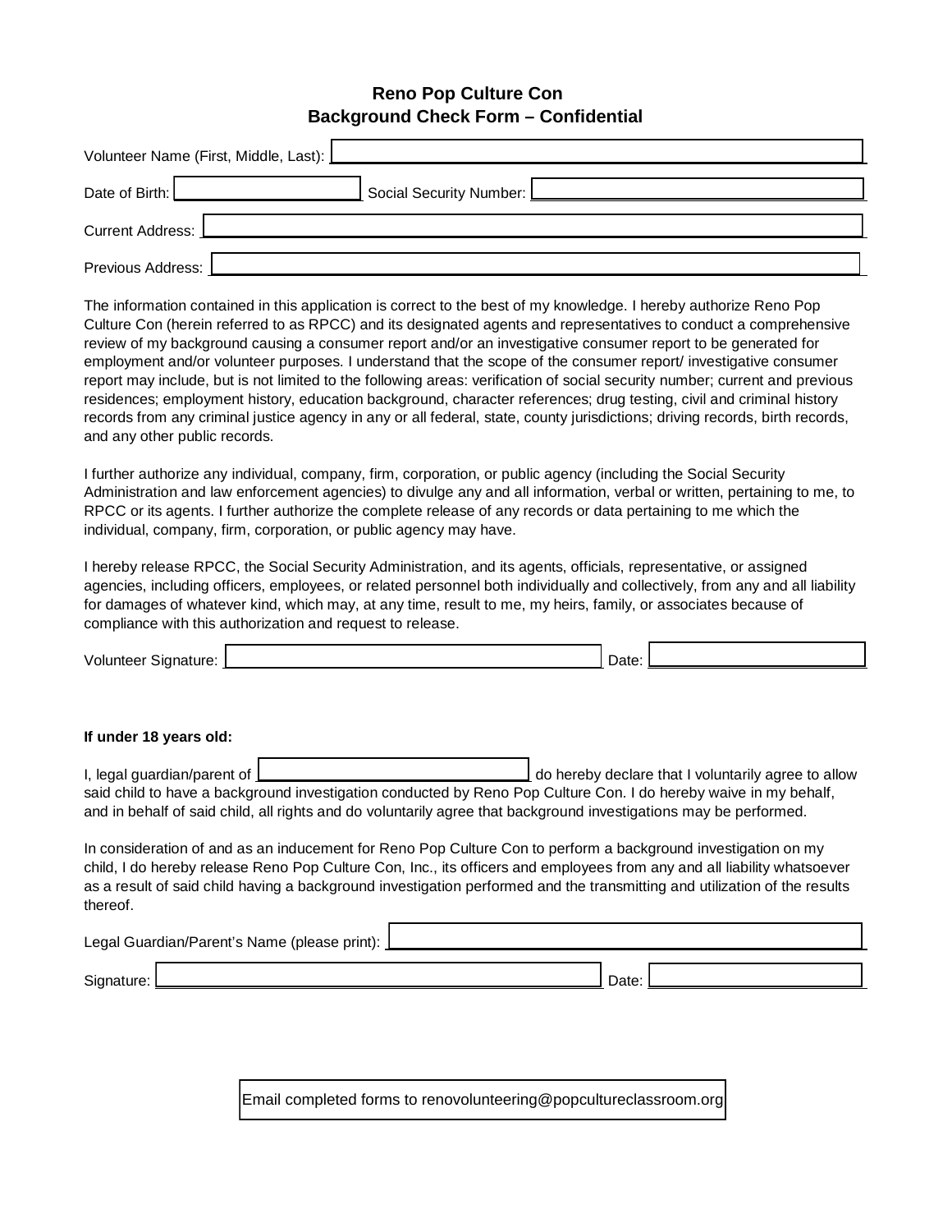**Reno Pop Culture Con**
**Background Check Form – Confidential**

Volunteer Name (First, Middle, Last): \_\_\_\_\_\_\_\_\_\_\_\_\_\_\_\_\_\_\_\_\_\_\_\_\_\_\_\_\_\_\_\_

Date of Birth: \_\_\_\_\_\_\_\_\_\_\_\_\_\_\_\_ Social Security Number: \_\_\_\_\_\_\_\_\_\_\_\_\_\_\_\_\_\_\_\_

Current Address: \_\_\_\_\_\_\_\_\_\_\_\_\_\_\_\_\_\_\_\_\_\_\_\_\_\_\_\_\_\_\_\_\_\_\_\_\_\_\_\_

Previous Address: \_\_\_\_\_\_\_\_\_\_\_\_\_\_\_\_\_\_\_\_\_\_\_\_\_\_\_\_\_\_\_\_\_\_\_\_\_\_\_\_

The information contained in this application is correct to the best of my knowledge. I hereby authorize Reno Pop Culture Con (herein referred to as RPCC) and its designated agents and representatives to conduct a comprehensive review of my background causing a consumer report and/or an investigative consumer report to be generated for employment and/or volunteer purposes. I understand that the scope of the consumer report/ investigative consumer report may include, but is not limited to the following areas: verification of social security number; current and previous residences; employment history, education background, character references; drug testing, civil and criminal history records from any criminal justice agency in any or all federal, state, county jurisdictions; driving records, birth records, and any other public records.

I further authorize any individual, company, firm, corporation, or public agency (including the Social Security Administration and law enforcement agencies) to divulge any and all information, verbal or written, pertaining to me, to RPCC or its agents. I further authorize the complete release of any records or data pertaining to me which the individual, company, firm, corporation, or public agency may have.

I hereby release RPCC, the Social Security Administration, and its agents, officials, representative, or assigned agencies, including officers, employees, or related personnel both individually and collectively, from any and all liability for damages of whatever kind, which may, at any time, result to me, my heirs, family, or associates because of compliance with this authorization and request to release.

Volunteer Signature: \_\_\_\_\_\_\_\_\_\_\_\_\_\_\_\_\_\_\_\_\_\_\_\_\_\_\_\_ Date: \_\_\_\_\_\_\_\_\_\_\_\_\_\_\_\_

**If under 18 years old:**

I, legal guardian/parent of \_\_\_\_\_\_\_\_\_\_\_\_\_\_\_\_\_\_\_\_\_\_\_\_ do hereby declare that I voluntarily agree to allow said child to have a background investigation conducted by Reno Pop Culture Con. I do hereby waive in my behalf, and in behalf of said child, all rights and do voluntarily agree that background investigations may be performed.

In consideration of and as an inducement for Reno Pop Culture Con to perform a background investigation on my child, I do hereby release Reno Pop Culture Con, Inc., its officers and employees from any and all liability whatsoever as a result of said child having a background investigation performed and the transmitting and utilization of the results thereof.

Legal Guardian/Parent's Name (please print): \_\_\_\_\_\_\_\_\_\_\_\_\_\_\_\_\_\_\_\_\_\_\_\_\_\_\_\_

Signature: \_\_\_\_\_\_\_\_\_\_\_\_\_\_\_\_\_\_\_\_\_\_\_\_\_\_\_\_\_\_\_\_\_\_ Date: \_\_\_\_\_\_\_\_\_\_\_\_\_\_\_\_

Email completed forms to renovolunteering@popcultureclassroom.org